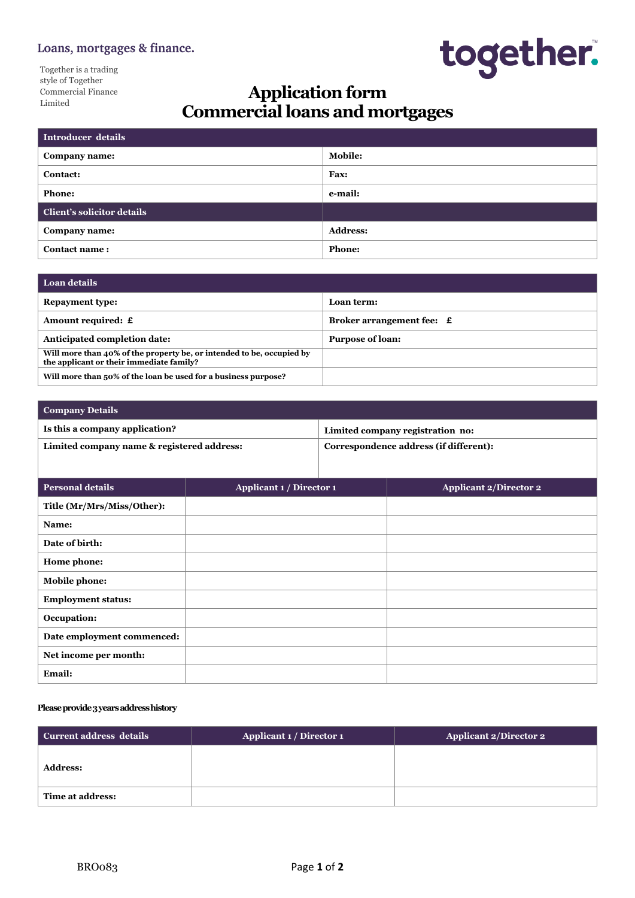Loans, mortgages & finance.

Together is a trading style of Together Commercial Finance Limited

together.™

# Application form
# Commercial loans and mortgages

| **Introducer details** | |
|---|---|
| **Company name:** | **Mobile:** |
| **Contact:** | **Fax:** |
| **Phone:** | **e-mail:** |
| **Client's solicitor details** | |
| **Company name:** | **Address:** |
| **Contact name :** | **Phone:** |

| **Loan details** | |
|---|---|
| **Repayment type:** | **Loan term:** |
| **Amount required: £** | **Broker arrangement fee: £** |
| **Anticipated completion date:** | **Purpose of loan:** |
| **Will more than 40% of the property be, or intended to be, occupied by the applicant or their immediate family?** | |
| **Will more than 50% of the loan be used for a business purpose?** | |

| **Company Details** | |
|---|---|
| **Is this a company application?** | **Limited company registration no:** |
| **Limited company name & registered address:** | **Correspondence address (if different):** |

| **Personal details** | **Applicant 1 / Director 1** | **Applicant 2/Director 2** |
|---|---|---|
| **Title (Mr/Mrs/Miss/Other):** | | |
| **Name:** | | |
| **Date of birth:** | | |
| **Home phone:** | | |
| **Mobile phone:** | | |
| **Employment status:** | | |
| **Occupation:** | | |
| **Date employment commenced:** | | |
| **Net income per month:** | | |
| **Email:** | | |

**Please provide 3 years address history**

| **Current address details** | **Applicant 1 / Director 1** | **Applicant 2/Director 2** |
|---|---|---|
| **Address:** | | |
| **Time at address:** | | |

BRO083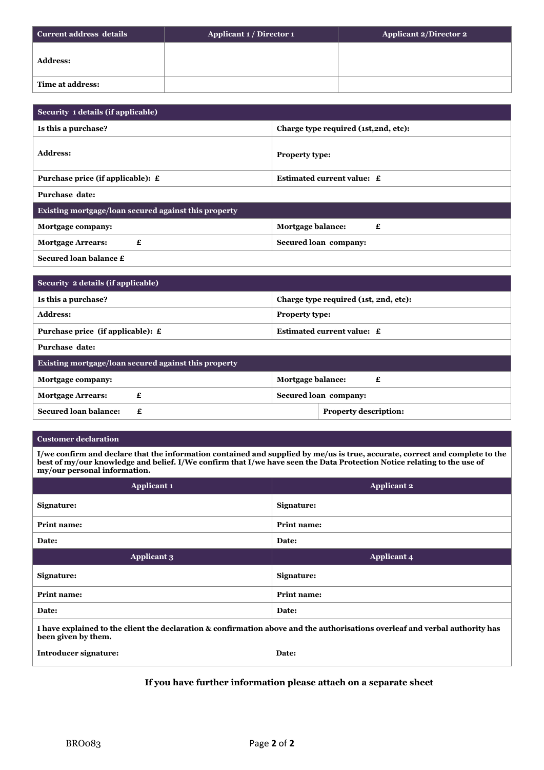| Current address details | Applicant 1 / Director 1 | Applicant 2/Director 2 |
| --- | --- | --- |
| Address: | | |
| Time at address: | | |

| Security 1 details (if applicable) | |
| --- | --- |
| Is this a purchase? | Charge type required (1st,2nd, etc): |
| Address: | Property type: |
| Purchase price (if applicable): £ | Estimated current value: £ |
| Purchase date: | |
| **Existing mortgage/loan secured against this property** | |
| Mortgage company: | Mortgage balance: £ |
| Mortgage Arrears: £ | Secured loan company: |
| Secured loan balance £ | |

| Security 2 details (if applicable) | |
| --- | --- |
| Is this a purchase? | Charge type required (1st, 2nd, etc): |
| Address: | Property type: |
| Purchase price (if applicable): £ | Estimated current value: £ |
| Purchase date: | |
| **Existing mortgage/loan secured against this property** | |
| Mortgage company: | Mortgage balance: £ |
| Mortgage Arrears: £ | Secured loan company: |
| Secured loan balance: £ | Property description: |

| Customer declaration | |
| --- | --- |
| I/we confirm and declare that the information contained and supplied by me/us is true, accurate, correct and complete to the best of my/our knowledge and belief. I/We confirm that I/we have seen the Data Protection Notice relating to the use of my/our personal information. | |
| **Applicant 1** | **Applicant 2** |
| Signature: | Signature: |
| Print name: | Print name: |
| Date: | Date: |
| **Applicant 3** | **Applicant 4** |
| Signature: | Signature: |
| Print name: | Print name: |
| Date: | Date: |
| I have explained to the client the declaration & confirmation above and the authorisations overleaf and verbal authority has been given by them. | |
| Introducer signature: | Date: |

**If you have further information please attach on a separate sheet**

BRO083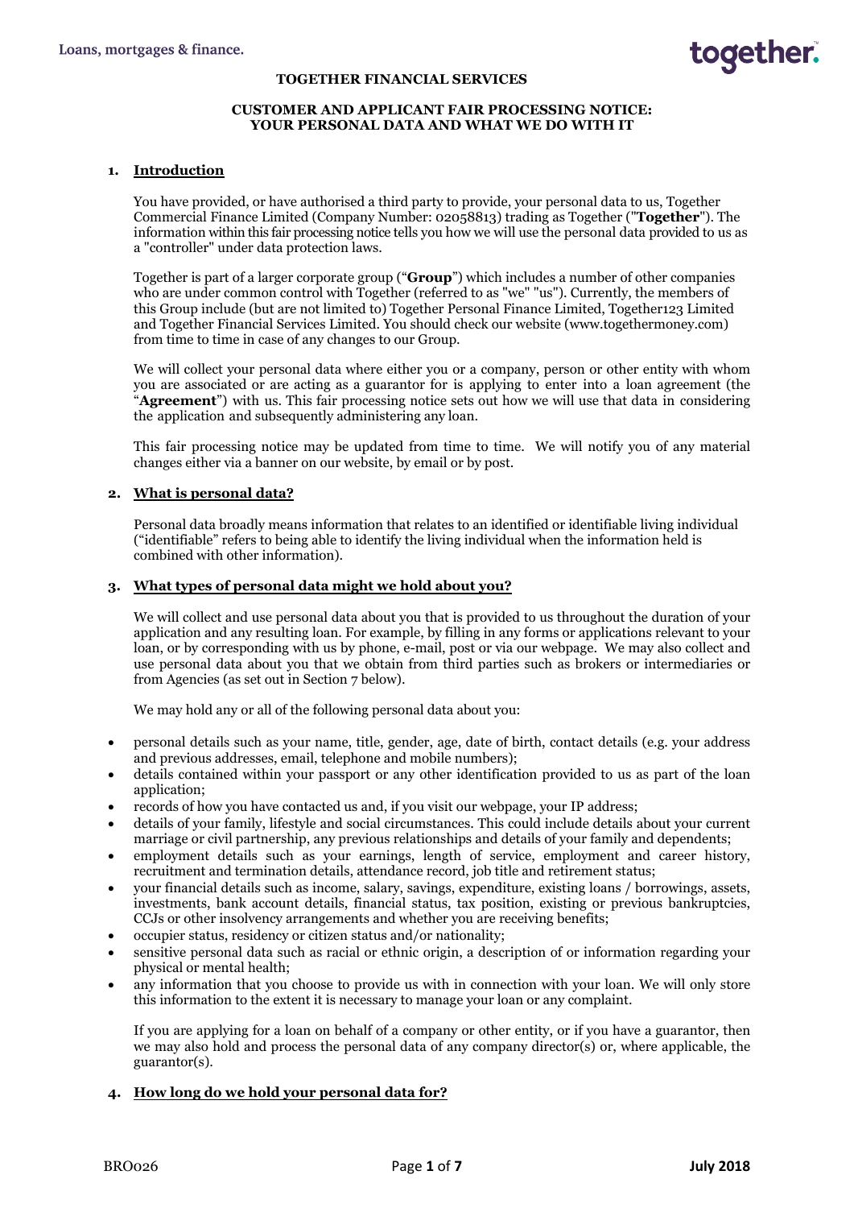# TOGETHER FINANCIAL SERVICES

## CUSTOMER AND APPLICANT FAIR PROCESSING NOTICE: YOUR PERSONAL DATA AND WHAT WE DO WITH IT

### 1. Introduction

You have provided, or have authorised a third party to provide, your personal data to us, Together Commercial Finance Limited (Company Number: 02058813) trading as Together ("**Together**"). The information within this fair processing notice tells you how we will use the personal data provided to us as a "controller" under data protection laws.

Together is part of a larger corporate group ("**Group**") which includes a number of other companies who are under common control with Together (referred to as "we" "us"). Currently, the members of this Group include (but are not limited to) Together Personal Finance Limited, Together123 Limited and Together Financial Services Limited. You should check our website (www.togethermoney.com) from time to time in case of any changes to our Group.

We will collect your personal data where either you or a company, person or other entity with whom you are associated with or are acting as a guarantor for is applying to enter into a loan agreement (the "**Agreement**") with us. This fair processing notice sets out how we will use that data in considering the application and subsequently administering any loan.

This fair processing notice may be updated from time to time. We will notify you of any material changes either via a banner on our website, by email or by post.

### 2. What is personal data?

Personal data broadly means information that relates to an identified or identifiable living individual ("identifiable" refers to being able to identify the living individual when the information held is combined with other information).

### 3. What types of personal data might we hold about you?

We will collect and use personal data about you that is provided to us throughout the duration of your application and any resulting loan. For example, by filling in any forms or applications relevant to your loan, or by corresponding with us by phone, e-mail, post or via our webpage. We may also collect and use personal data about you that we obtain from third parties such as brokers or intermediaries or from Agencies (as set out in Section 7 below).

We may hold any or all of the following personal data about you:

- personal details such as your name, title, gender, age, date of birth, contact details (e.g. your address and previous addresses, email, telephone and mobile numbers);
- details contained within your passport or any other identification provided to us as part of the loan application;
- records of how you have contacted us and, if you visit our webpage, your IP address;
- details of your family, lifestyle and social circumstances. This could include details about your current marriage or civil partnership, any previous relationships and details of your family and dependents;
- employment details such as your earnings, length of service, employment and career history, recruitment and termination details, attendance record, job title and retirement status;
- your financial details such as income, salary, savings, expenditure, existing loans / borrowings, assets, investments, bank account details, financial status, tax position, existing or previous bankruptcies, CCJs or other insolvency arrangements and whether you are receiving benefits;
- occupier status, residency or citizen status and/or nationality;
- sensitive personal data such as racial or ethnic origin, a description of or information regarding your physical or mental health;
- any information that you choose to provide us with in connection with your loan. We will only store this information to the extent it is necessary to manage your loan or any complaint.

If you are applying for a loan on behalf of a company or other entity, or if you have a guarantor, then we may also hold and process the personal data of any company director(s) or, where applicable, the guarantor(s).

### 4. How long do we hold your personal data for?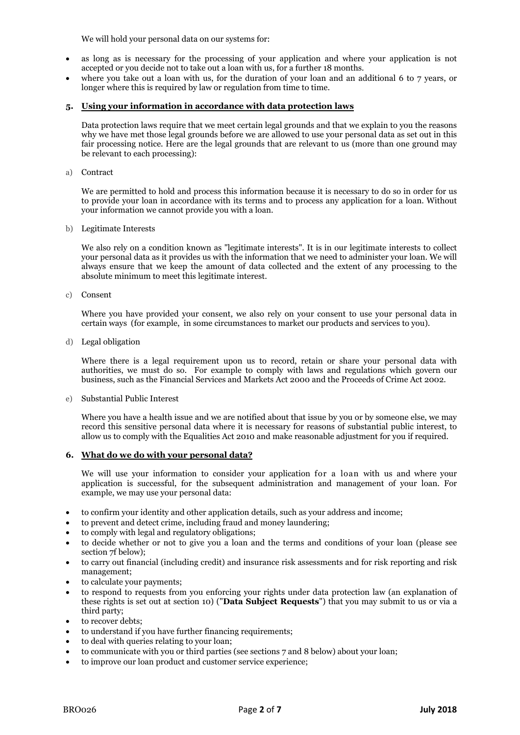We will hold your personal data on our systems for:

- as long as is necessary for the processing of your application and where your application is not accepted or you decide not to take out a loan with us, for a further 18 months.
- where you take out a loan with us, for the duration of your loan and an additional 6 to 7 years, or longer where this is required by law or regulation from time to time.

## 5. Using your information in accordance with data protection laws

Data protection laws require that we meet certain legal grounds and that we explain to you the reasons why we have met those legal grounds before we are allowed to use your personal data as set out in this fair processing notice. Here are the legal grounds that are relevant to us (more than one ground may be relevant to each processing):

a) Contract

We are permitted to hold and process this information because it is necessary to do so in order for us to provide your loan in accordance with its terms and to process any application for a loan. Without your information we cannot provide you with a loan.

b) Legitimate Interests

We also rely on a condition known as "legitimate interests". It is in our legitimate interests to collect your personal data as it provides us with the information that we need to administer your loan. We will always ensure that we keep the amount of data collected and the extent of any processing to the absolute minimum to meet this legitimate interest.

c) Consent

Where you have provided your consent, we also rely on your consent to use your personal data in certain ways (for example, in some circumstances to market our products and services to you).

d) Legal obligation

Where there is a legal requirement upon us to record, retain or share your personal data with authorities, we must do so. For example to comply with laws and regulations which govern our business, such as the Financial Services and Markets Act 2000 and the Proceeds of Crime Act 2002.

e) Substantial Public Interest

Where you have a health issue and we are notified about that issue by you or by someone else, we may record this sensitive personal data where it is necessary for reasons of substantial public interest, to allow us to comply with the Equalities Act 2010 and make reasonable adjustment for you if required.

## 6. What do we do with your personal data?

We will use your information to consider your application for a loan with us and where your application is successful, for the subsequent administration and management of your loan. For example, we may use your personal data:

- to confirm your identity and other application details, such as your address and income;
- to prevent and detect crime, including fraud and money laundering;
- to comply with legal and regulatory obligations;
- to decide whether or not to give you a loan and the terms and conditions of your loan (please see section 7f below);
- to carry out financial (including credit) and insurance risk assessments and for risk reporting and risk management;
- to calculate your payments;
- to respond to requests from you enforcing your rights under data protection law (an explanation of these rights is set out at section 10) ("**Data Subject Requests**") that you may submit to us or via a third party;
- to recover debts;
- to understand if you have further financing requirements;
- to deal with queries relating to your loan;
- to communicate with you or third parties (see sections 7 and 8 below) about your loan;
- to improve our loan product and customer service experience;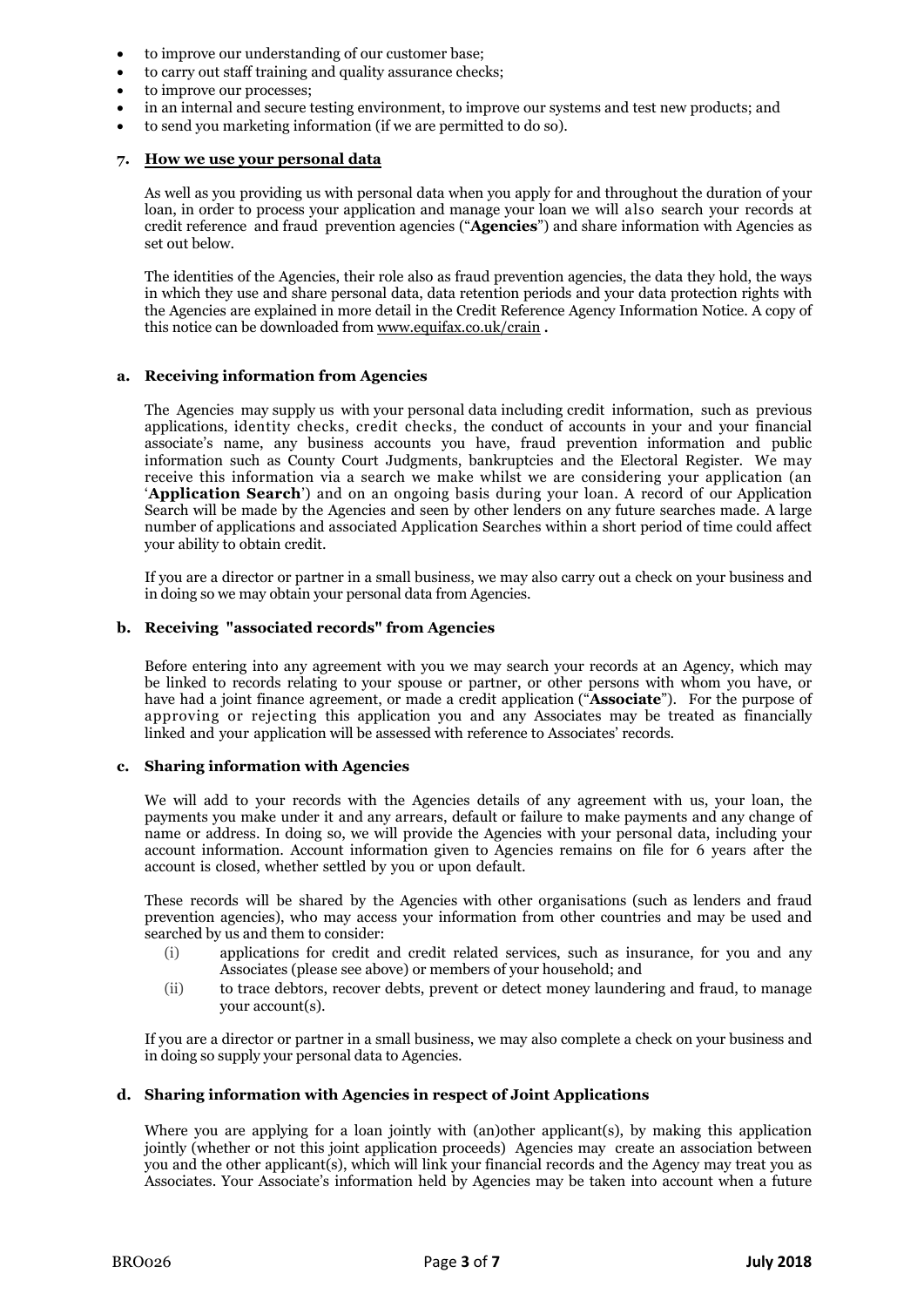- to improve our understanding of our customer base;
- to carry out staff training and quality assurance checks;
- to improve our processes;
- in an internal and secure testing environment, to improve our systems and test new products; and
- to send you marketing information (if we are permitted to do so).

## 7. How we use your personal data

As well as you providing us with personal data when you apply for and throughout the duration of your loan, in order to process your application and manage your loan we will also search your records at credit reference and fraud prevention agencies ("**Agencies**") and share information with Agencies as set out below.

The identities of the Agencies, their role also as fraud prevention agencies, the data they hold, the ways in which they use and share personal data, data retention periods and your data protection rights with the Agencies are explained in more detail in the Credit Reference Agency Information Notice. A copy of this notice can be downloaded from www.equifax.co.uk/crain .

### a. Receiving information from Agencies

The Agencies may supply us with your personal data including credit information, such as previous applications, identity checks, credit checks, the conduct of accounts in your and your financial associate's name, any business accounts you have, fraud prevention information and public information such as County Court Judgments, bankruptcies and the Electoral Register. We may receive this information via a search we make whilst we are considering your application (an '**Application Search**') and on an ongoing basis during your loan. A record of our Application Search will be made by the Agencies and seen by other lenders on any future searches made. A large number of applications and associated Application Searches within a short period of time could affect your ability to obtain credit.

If you are a director or partner in a small business, we may also carry out a check on your business and in doing so we may obtain your personal data from Agencies.

### b. Receiving "associated records" from Agencies

Before entering into any agreement with you we may search your records at an Agency, which may be linked to records relating to your spouse or partner, or other persons with whom you have, or have had a joint finance agreement, or made a credit application ("**Associate**"). For the purpose of approving or rejecting this application you and any Associates may be treated as financially linked and your application will be assessed with reference to Associates' records.

### c. Sharing information with Agencies

We will add to your records with the Agencies details of any agreement with us, your loan, the payments you make under it and any arrears, default or failure to make payments and any change of name or address. In doing so, we will provide the Agencies with your personal data, including your account information. Account information given to Agencies remains on file for 6 years after the account is closed, whether settled by you or upon default.

These records will be shared by the Agencies with other organisations (such as lenders and fraud prevention agencies), who may access your information from other countries and may be used and searched by us and them to consider:

(i) applications for credit and credit related services, such as insurance, for you and any Associates (please see above) or members of your household; and

(ii) to trace debtors, recover debts, prevent or detect money laundering and fraud, to manage your account(s).

If you are a director or partner in a small business, we may also complete a check on your business and in doing so supply your personal data to Agencies.

### d. Sharing information with Agencies in respect of Joint Applications

Where you are applying for a loan jointly with (an)other applicant(s), by making this application jointly (whether or not this joint application proceeds) Agencies may create an association between you and the other applicant(s), which will link your financial records and the Agency may treat you as Associates. Your Associate's information held by Agencies may be taken into account when a future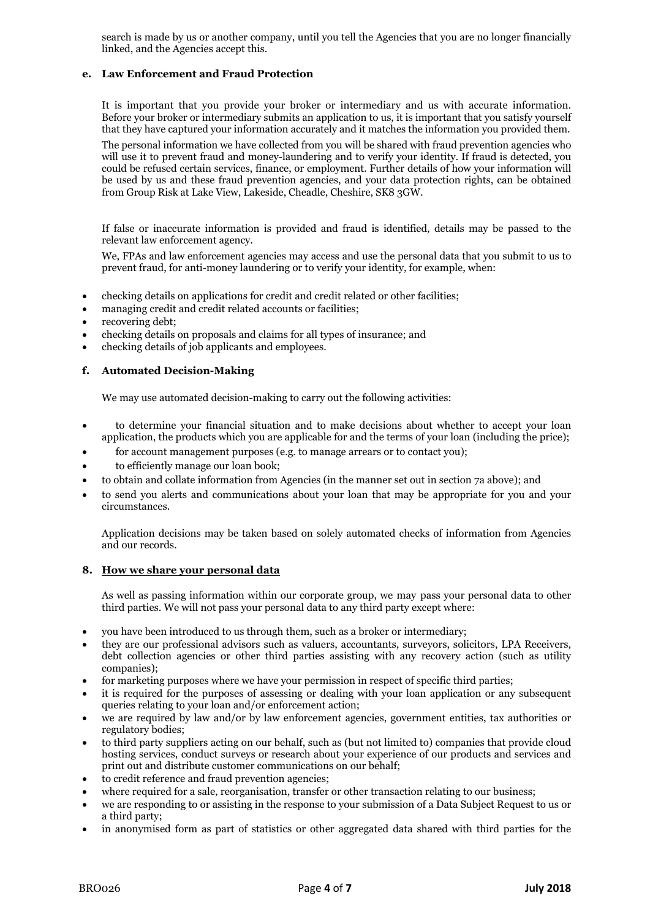search is made by us or another company, until you tell the Agencies that you are no longer financially linked, and the Agencies accept this.

**e. Law Enforcement and Fraud Protection**

It is important that you provide your broker or intermediary and us with accurate information. Before your broker or intermediary submits an application to us, it is important that you satisfy yourself that they have captured your information accurately and it matches the information you provided them.

The personal information we have collected from you will be shared with fraud prevention agencies who will use it to prevent fraud and money-laundering and to verify your identity. If fraud is detected, you could be refused certain services, finance, or employment. Further details of how your information will be used by us and these fraud prevention agencies, and your data protection rights, can be obtained from Group Risk at Lake View, Lakeside, Cheadle, Cheshire, SK8 3GW.

If false or inaccurate information is provided and fraud is identified, details may be passed to the relevant law enforcement agency.

We, FPAs and law enforcement agencies may access and use the personal data that you submit to us to prevent fraud, for anti-money laundering or to verify your identity, for example, when:

- checking details on applications for credit and credit related or other facilities;
- managing credit and credit related accounts or facilities;
- recovering debt;
- checking details on proposals and claims for all types of insurance; and
- checking details of job applicants and employees.

**f. Automated Decision-Making**

We may use automated decision-making to carry out the following activities:

- to determine your financial situation and to make decisions about whether to accept your loan application, the products which you are applicable for and the terms of your loan (including the price);
- for account management purposes (e.g. to manage arrears or to contact you);
- to efficiently manage our loan book;
- to obtain and collate information from Agencies (in the manner set out in section 7a above); and
- to send you alerts and communications about your loan that may be appropriate for you and your circumstances.

Application decisions may be taken based on solely automated checks of information from Agencies and our records.

## 8. How we share your personal data

As well as passing information within our corporate group, we may pass your personal data to other third parties. We will not pass your personal data to any third party except where:

- you have been introduced to us through them, such as a broker or intermediary;
- they are our professional advisors such as valuers, accountants, surveyors, solicitors, LPA Receivers, debt collection agencies or other third parties assisting with any recovery action (such as utility companies);
- for marketing purposes where we have your permission in respect of specific third parties;
- it is required for the purposes of assessing or dealing with your loan application or any subsequent queries relating to your loan and/or enforcement action;
- we are required by law and/or by law enforcement agencies, government entities, tax authorities or regulatory bodies;
- to third party suppliers acting on our behalf, such as (but not limited to) companies that provide cloud hosting services, conduct surveys or research about your experience of our products and services and print out and distribute customer communications on our behalf;
- to credit reference and fraud prevention agencies;
- where required for a sale, reorganisation, transfer or other transaction relating to our business;
- we are responding to or assisting in the response to your submission of a Data Subject Request to us or a third party;
- in anonymised form as part of statistics or other aggregated data shared with third parties for the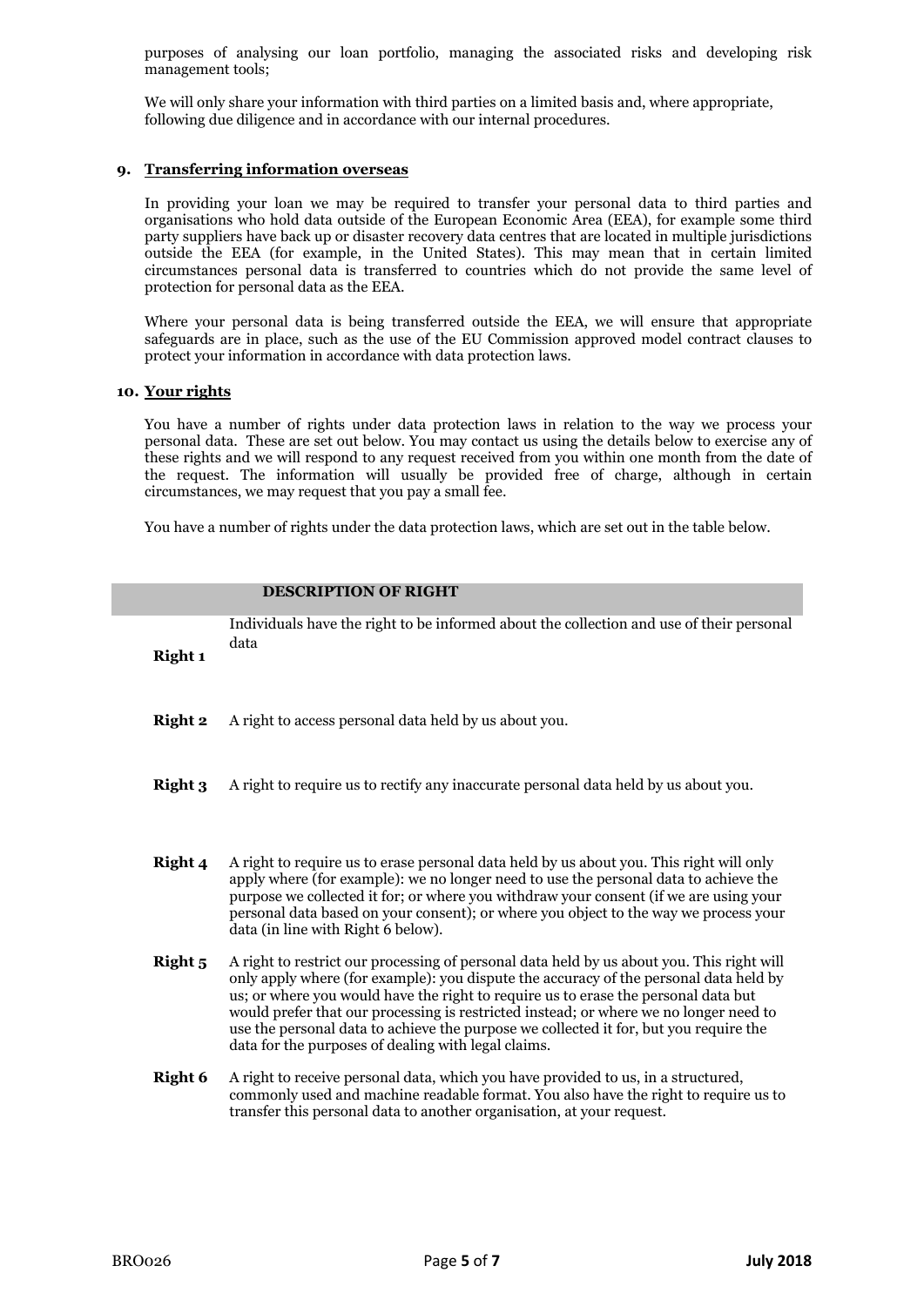purposes of analysing our loan portfolio, managing the associated risks and developing risk management tools;

We will only share your information with third parties on a limited basis and, where appropriate, following due diligence and in accordance with our internal procedures.

## 9. Transferring information overseas

In providing your loan we may be required to transfer your personal data to third parties and organisations who hold data outside of the European Economic Area (EEA), for example some third party suppliers have back up or disaster recovery data centres that are located in multiple jurisdictions outside the EEA (for example, in the United States). This may mean that in certain limited circumstances personal data is transferred to countries which do not provide the same level of protection for personal data as the EEA.

Where your personal data is being transferred outside the EEA, we will ensure that appropriate safeguards are in place, such as the use of the EU Commission approved model contract clauses to protect your information in accordance with data protection laws.

## 10. Your rights

You have a number of rights under data protection laws in relation to the way we process your personal data. These are set out below. You may contact us using the details below to exercise any of these rights and we will respond to any request received from you within one month from the date of the request. The information will usually be provided free of charge, although in certain circumstances, we may request that you pay a small fee.

You have a number of rights under the data protection laws, which are set out in the table below.

| | DESCRIPTION OF RIGHT |
|---|---|
| **Right 1** | Individuals have the right to be informed about the collection and use of their personal data |
| **Right 2** | A right to access personal data held by us about you. |
| **Right 3** | A right to require us to rectify any inaccurate personal data held by us about you. |
| **Right 4** | A right to require us to erase personal data held by us about you. This right will only apply where (for example): we no longer need to use the personal data to achieve the purpose we collected it for; or where you withdraw your consent (if we are using your personal data based on your consent); or where you object to the way we process your data (in line with Right 6 below). |
| **Right 5** | A right to restrict our processing of personal data held by us about you. This right will only apply where (for example): you dispute the accuracy of the personal data held by us; or where you would have the right to require us to erase the personal data but would prefer that our processing is restricted instead; or where we no longer need to use the personal data to achieve the purpose we collected it for, but you require the data for the purposes of dealing with legal claims. |
| **Right 6** | A right to receive personal data, which you have provided to us, in a structured, commonly used and machine readable format. You also have the right to require us to transfer this personal data to another organisation, at your request. |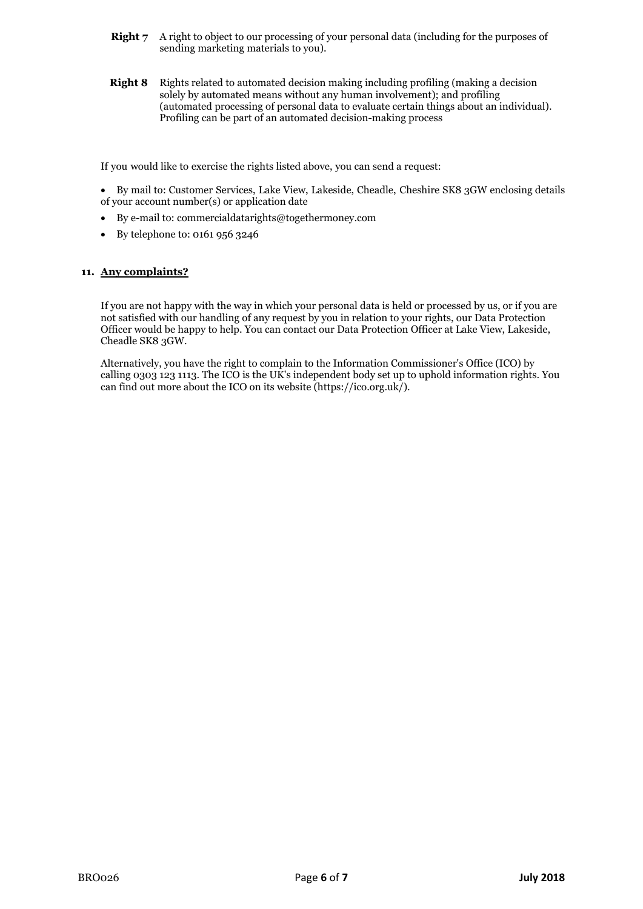**Right 7** A right to object to our processing of your personal data (including for the purposes of sending marketing materials to you).

**Right 8** Rights related to automated decision making including profiling (making a decision solely by automated means without any human involvement); and profiling (automated processing of personal data to evaluate certain things about an individual). Profiling can be part of an automated decision-making process

If you would like to exercise the rights listed above, you can send a request:

- By mail to: Customer Services, Lake View, Lakeside, Cheadle, Cheshire SK8 3GW enclosing details of your account number(s) or application date
- By e-mail to: commercialdatarights@togethermoney.com
- By telephone to: 0161 956 3246

## 11. Any complaints?

If you are not happy with the way in which your personal data is held or processed by us, or if you are not satisfied with our handling of any request by you in relation to your rights, our Data Protection Officer would be happy to help. You can contact our Data Protection Officer at Lake View, Lakeside, Cheadle SK8 3GW.

Alternatively, you have the right to complain to the Information Commissioner's Office (ICO) by calling 0303 123 1113. The ICO is the UK's independent body set up to uphold information rights. You can find out more about the ICO on its website (https://ico.org.uk/).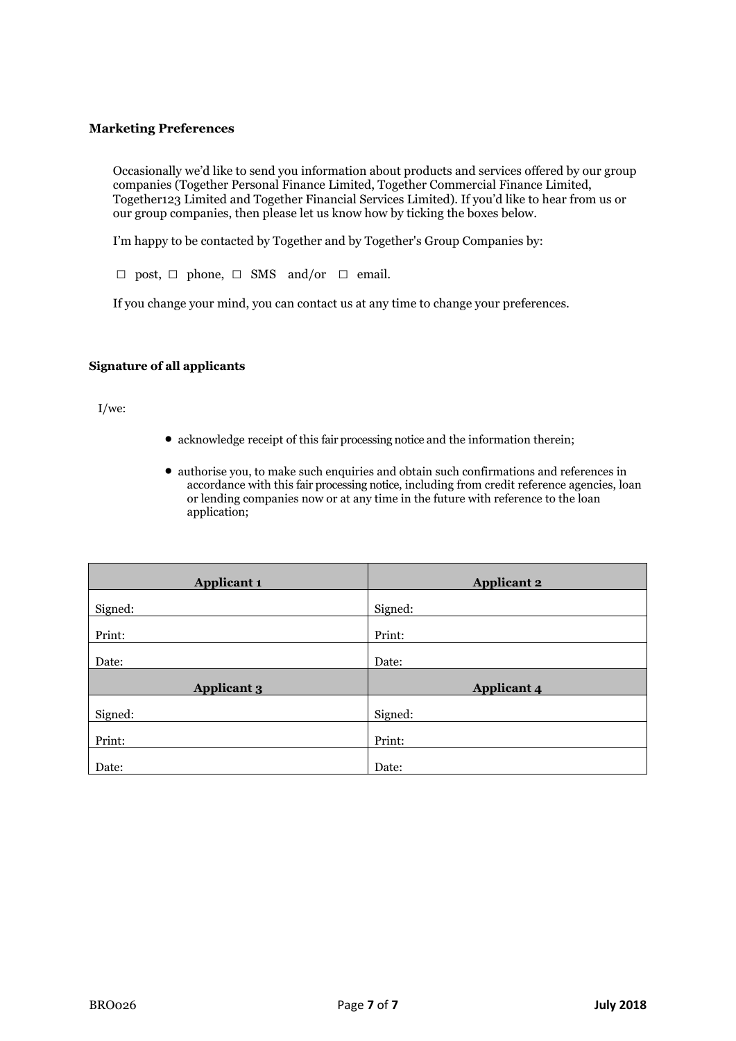**Marketing Preferences**

Occasionally we'd like to send you information about products and services offered by our group companies (Together Personal Finance Limited, Together Commercial Finance Limited, Together123 Limited and Together Financial Services Limited). If you'd like to hear from us or our group companies, then please let us know how by ticking the boxes below.

I'm happy to be contacted by Together and by Together's Group Companies by:

□ post, □ phone, □ SMS and/or □ email.

If you change your mind, you can contact us at any time to change your preferences.

**Signature of all applicants**

I/we:

- acknowledge receipt of this fair processing notice and the information therein;
- authorise you, to make such enquiries and obtain such confirmations and references in accordance with this fair processing notice, including from credit reference agencies, loan or lending companies now or at any time in the future with reference to the loan application;

| Applicant 1 | Applicant 2 |
|---|---|
| Signed: | Signed: |
| Print: | Print: |
| Date: | Date: |
| **Applicant 3** | **Applicant 4** |
| Signed: | Signed: |
| Print: | Print: |
| Date: | Date: |